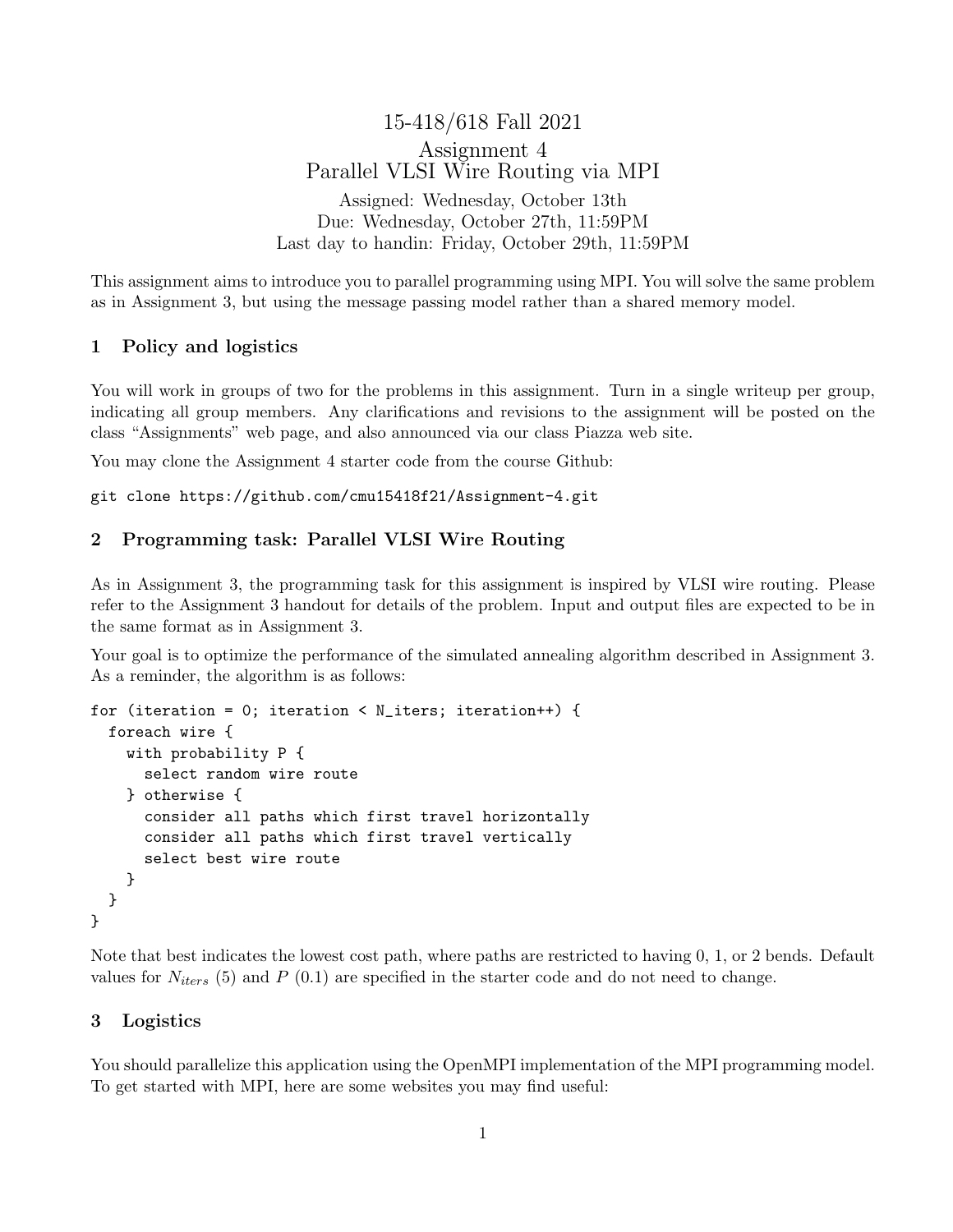# 15-418/618 Fall 2021
# Assignment 4
# Parallel VLSI Wire Routing via MPI

Assigned: Wednesday, October 13th
Due: Wednesday, October 27th, 11:59PM
Last day to handin: Friday, October 29th, 11:59PM

This assignment aims to introduce you to parallel programming using MPI. You will solve the same problem as in Assignment 3, but using the message passing model rather than a shared memory model.

## 1 Policy and logistics

You will work in groups of two for the problems in this assignment. Turn in a single writeup per group, indicating all group members. Any clarifications and revisions to the assignment will be posted on the class "Assignments" web page, and also announced via our class Piazza web site.

You may clone the Assignment 4 starter code from the course Github:

```
git clone https://github.com/cmu15418f21/Assignment-4.git
```

## 2 Programming task: Parallel VLSI Wire Routing

As in Assignment 3, the programming task for this assignment is inspired by VLSI wire routing. Please refer to the Assignment 3 handout for details of the problem. Input and output files are expected to be in the same format as in Assignment 3.

Your goal is to optimize the performance of the simulated annealing algorithm described in Assignment 3. As a reminder, the algorithm is as follows:

```
for (iteration = 0; iteration < N_iters; iteration++) {
  foreach wire {
    with probability P {
      select random wire route
    } otherwise {
      consider all paths which first travel horizontally
      consider all paths which first travel vertically
      select best wire route
    }
  }
}
```

Note that best indicates the lowest cost path, where paths are restricted to having 0, 1, or 2 bends. Default values for $N_{iters}$ (5) and $P$ (0.1) are specified in the starter code and do not need to change.

## 3 Logistics

You should parallelize this application using the OpenMPI implementation of the MPI programming model. To get started with MPI, here are some websites you may find useful: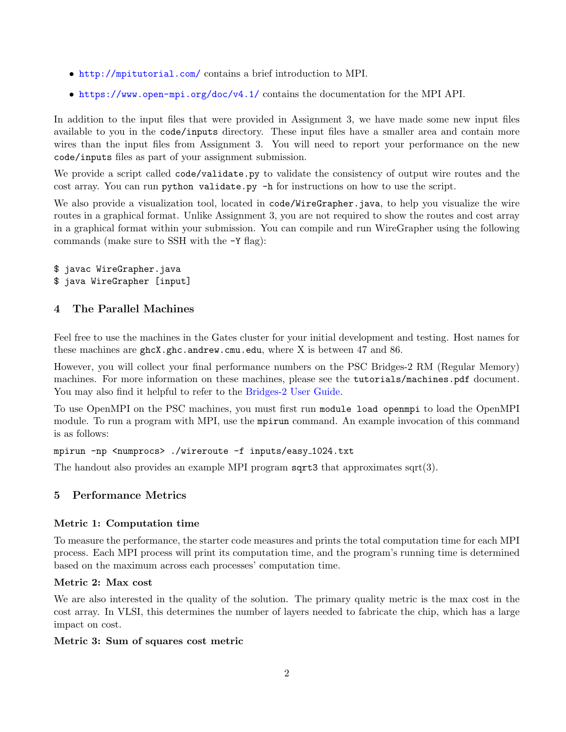- http://mpitutorial.com/ contains a brief introduction to MPI.
- https://www.open-mpi.org/doc/v4.1/ contains the documentation for the MPI API.

In addition to the input files that were provided in Assignment 3, we have made some new input files available to you in the `code/inputs` directory. These input files have a smaller area and contain more wires than the input files from Assignment 3. You will need to report your performance on the new `code/inputs` files as part of your assignment submission.

We provide a script called `code/validate.py` to validate the consistency of output wire routes and the cost array. You can run `python validate.py -h` for instructions on how to use the script.

We also provide a visualization tool, located in `code/WireGrapher.java`, to help you visualize the wire routes in a graphical format. Unlike Assignment 3, you are not required to show the routes and cost array in a graphical format within your submission. You can compile and run WireGrapher using the following commands (make sure to SSH with the `-Y` flag):

```
$ javac WireGrapher.java
$ java WireGrapher [input]
```

## 4 The Parallel Machines

Feel free to use the machines in the Gates cluster for your initial development and testing. Host names for these machines are `ghcX.ghc.andrew.cmu.edu`, where X is between 47 and 86.

However, you will collect your final performance numbers on the PSC Bridges-2 RM (Regular Memory) machines. For more information on these machines, please see the `tutorials/machines.pdf` document. You may also find it helpful to refer to the Bridges-2 User Guide.

To use OpenMPI on the PSC machines, you must first run `module load openmpi` to load the OpenMPI module. To run a program with MPI, use the `mpirun` command. An example invocation of this command is as follows:

```
mpirun -np <numprocs> ./wireroute -f inputs/easy_1024.txt
```

The handout also provides an example MPI program `sqrt3` that approximates sqrt(3).

## 5 Performance Metrics

### Metric 1: Computation time

To measure the performance, the starter code measures and prints the total computation time for each MPI process. Each MPI process will print its computation time, and the program's running time is determined based on the maximum across each processes' computation time.

### Metric 2: Max cost

We are also interested in the quality of the solution. The primary quality metric is the max cost in the cost array. In VLSI, this determines the number of layers needed to fabricate the chip, which has a large impact on cost.

### Metric 3: Sum of squares cost metric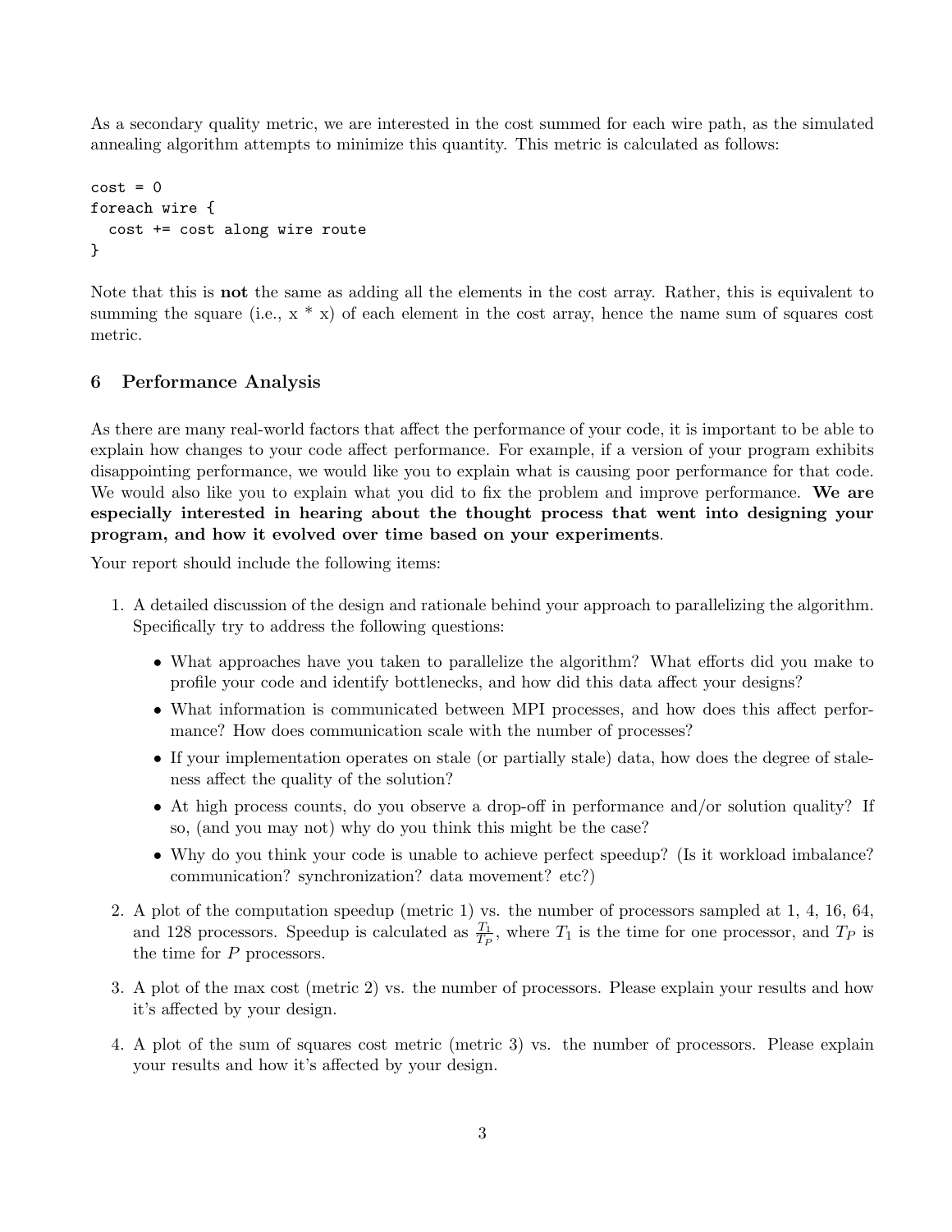As a secondary quality metric, we are interested in the cost summed for each wire path, as the simulated annealing algorithm attempts to minimize this quantity. This metric is calculated as follows:

```
cost = 0
foreach wire {
  cost += cost along wire route
}
```

Note that this is **not** the same as adding all the elements in the cost array. Rather, this is equivalent to summing the square (i.e., x * x) of each element in the cost array, hence the name sum of squares cost metric.

## 6 Performance Analysis

As there are many real-world factors that affect the performance of your code, it is important to be able to explain how changes to your code affect performance. For example, if a version of your program exhibits disappointing performance, we would like you to explain what is causing poor performance for that code. We would also like you to explain what you did to fix the problem and improve performance. **We are especially interested in hearing about the thought process that went into designing your program, and how it evolved over time based on your experiments**.

Your report should include the following items:

1. A detailed discussion of the design and rationale behind your approach to parallelizing the algorithm. Specifically try to address the following questions:
   - What approaches have you taken to parallelize the algorithm? What efforts did you make to profile your code and identify bottlenecks, and how did this data affect your designs?
   - What information is communicated between MPI processes, and how does this affect performance? How does communication scale with the number of processes?
   - If your implementation operates on stale (or partially stale) data, how does the degree of staleness affect the quality of the solution?
   - At high process counts, do you observe a drop-off in performance and/or solution quality? If so, (and you may not) why do you think this might be the case?
   - Why do you think your code is unable to achieve perfect speedup? (Is it workload imbalance? communication? synchronization? data movement? etc?)
2. A plot of the computation speedup (metric 1) vs. the number of processors sampled at 1, 4, 16, 64, and 128 processors. Speedup is calculated as $\frac{T_1}{T_P}$, where $T_1$ is the time for one processor, and $T_P$ is the time for $P$ processors.
3. A plot of the max cost (metric 2) vs. the number of processors. Please explain your results and how it's affected by your design.
4. A plot of the sum of squares cost metric (metric 3) vs. the number of processors. Please explain your results and how it's affected by your design.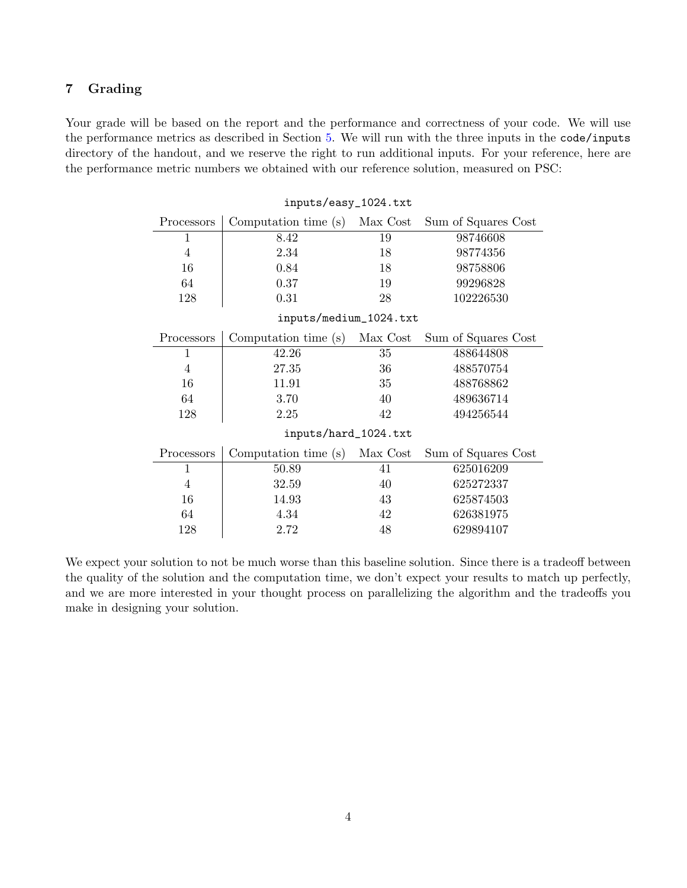## 7 Grading

Your grade will be based on the report and the performance and correctness of your code. We will use the performance metrics as described in Section 5. We will run with the three inputs in the `code/inputs` directory of the handout, and we reserve the right to run additional inputs. For your reference, here are the performance metric numbers we obtained with our reference solution, measured on PSC:

`inputs/easy_1024.txt`

| Processors | Computation time (s) | Max Cost | Sum of Squares Cost |
|---|---|---|---|
| 1 | 8.42 | 19 | 98746608 |
| 4 | 2.34 | 18 | 98774356 |
| 16 | 0.84 | 18 | 98758806 |
| 64 | 0.37 | 19 | 99296828 |
| 128 | 0.31 | 28 | 102226530 |

`inputs/medium_1024.txt`

| Processors | Computation time (s) | Max Cost | Sum of Squares Cost |
|---|---|---|---|
| 1 | 42.26 | 35 | 488644808 |
| 4 | 27.35 | 36 | 488570754 |
| 16 | 11.91 | 35 | 488768862 |
| 64 | 3.70 | 40 | 489636714 |
| 128 | 2.25 | 42 | 494256544 |

`inputs/hard_1024.txt`

| Processors | Computation time (s) | Max Cost | Sum of Squares Cost |
|---|---|---|---|
| 1 | 50.89 | 41 | 625016209 |
| 4 | 32.59 | 40 | 625272337 |
| 16 | 14.93 | 43 | 625874503 |
| 64 | 4.34 | 42 | 626381975 |
| 128 | 2.72 | 48 | 629894107 |

We expect your solution to not be much worse than this baseline solution. Since there is a tradeoff between the quality of the solution and the computation time, we don't expect your results to match up perfectly, and we are more interested in your thought process on parallelizing the algorithm and the tradeoffs you make in designing your solution.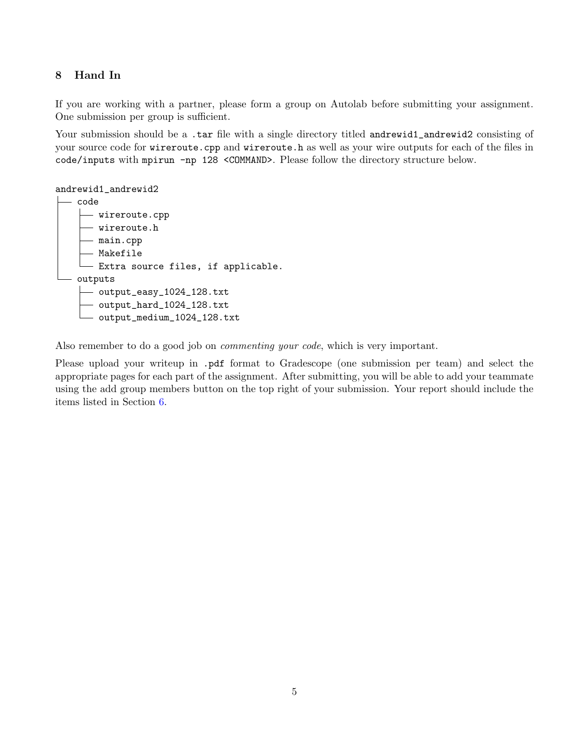## 8 Hand In

If you are working with a partner, please form a group on Autolab before submitting your assignment. One submission per group is sufficient.

Your submission should be a `.tar` file with a single directory titled `andrewid1_andrewid2` consisting of your source code for `wireroute.cpp` and `wireroute.h` as well as your wire outputs for each of the files in `code/inputs` with `mpirun -np 128 <COMMAND>`. Please follow the directory structure below.

```
andrewid1_andrewid2
├── code
│   ├── wireroute.cpp
│   ├── wireroute.h
│   ├── main.cpp
│   ├── Makefile
│   └── Extra source files, if applicable.
└── outputs
    ├── output_easy_1024_128.txt
    ├── output_hard_1024_128.txt
    └── output_medium_1024_128.txt
```

Also remember to do a good job on *commenting your code*, which is very important.

Please upload your writeup in `.pdf` format to Gradescope (one submission per team) and select the appropriate pages for each part of the assignment. After submitting, you will be able to add your teammate using the add group members button on the top right of your submission. Your report should include the items listed in Section 6.